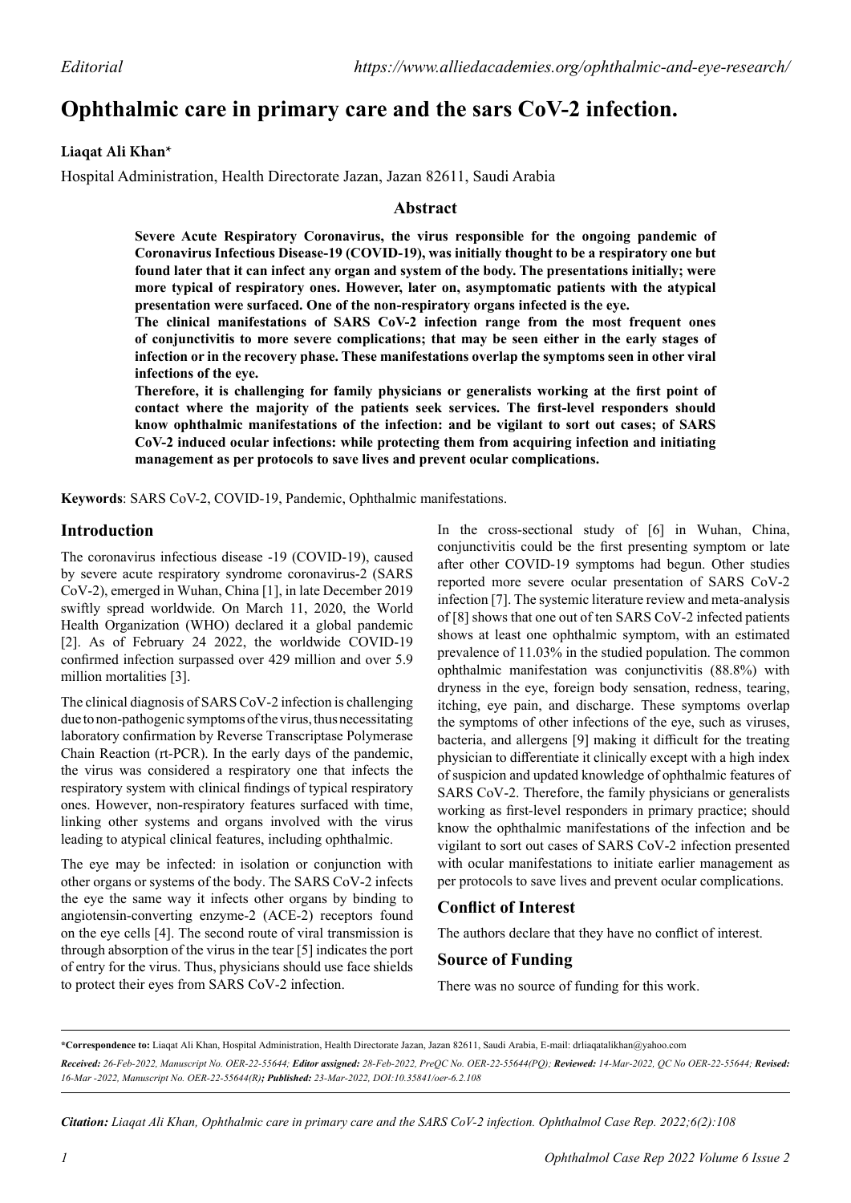Editorial https://www.alliedacademies.org/ophthalmic-and-eye-research/

# Ophthalmic care in primary care and the sars CoV-2 infection.

**Liaqat Ali Khan***

Hospital Administration, Health Directorate Jazan, Jazan 82611, Saudi Arabia

## Abstract

**Severe Acute Respiratory Coronavirus, the virus responsible for the ongoing pandemic of Coronavirus Infectious Disease-19 (COVID-19), was initially thought to be a respiratory one but found later that it can infect any organ and system of the body. The presentations initially; were more typical of respiratory ones. However, later on, asymptomatic patients with the atypical presentation were surfaced. One of the non-respiratory organs infected is the eye.**

**The clinical manifestations of SARS CoV-2 infection range from the most frequent ones of conjunctivitis to more severe complications; that may be seen either in the early stages of infection or in the recovery phase. These manifestations overlap the symptoms seen in other viral infections of the eye.**

**Therefore, it is challenging for family physicians or generalists working at the first point of contact where the majority of the patients seek services. The first-level responders should know ophthalmic manifestations of the infection: and be vigilant to sort out cases; of SARS CoV-2 induced ocular infections: while protecting them from acquiring infection and initiating management as per protocols to save lives and prevent ocular complications.**

**Keywords**: SARS CoV-2, COVID-19, Pandemic, Ophthalmic manifestations.

## Introduction

The coronavirus infectious disease -19 (COVID-19), caused by severe acute respiratory syndrome coronavirus-2 (SARS CoV-2), emerged in Wuhan, China [1], in late December 2019 swiftly spread worldwide. On March 11, 2020, the World Health Organization (WHO) declared it a global pandemic [2]. As of February 24 2022, the worldwide COVID-19 confirmed infection surpassed over 429 million and over 5.9 million mortalities [3].

The clinical diagnosis of SARS CoV-2 infection is challenging due to non-pathogenic symptoms of the virus, thus necessitating laboratory confirmation by Reverse Transcriptase Polymerase Chain Reaction (rt-PCR). In the early days of the pandemic, the virus was considered a respiratory one that infects the respiratory system with clinical findings of typical respiratory ones. However, non-respiratory features surfaced with time, linking other systems and organs involved with the virus leading to atypical clinical features, including ophthalmic.

The eye may be infected: in isolation or conjunction with other organs or systems of the body. The SARS CoV-2 infects the eye the same way it infects other organs by binding to angiotensin-converting enzyme-2 (ACE-2) receptors found on the eye cells [4]. The second route of viral transmission is through absorption of the virus in the tear [5] indicates the port of entry for the virus. Thus, physicians should use face shields to protect their eyes from SARS CoV-2 infection.

In the cross-sectional study of [6] in Wuhan, China, conjunctivitis could be the first presenting symptom or late after other COVID-19 symptoms had begun. Other studies reported more severe ocular presentation of SARS CoV-2 infection [7]. The systemic literature review and meta-analysis of [8] shows that one out of ten SARS CoV-2 infected patients shows at least one ophthalmic symptom, with an estimated prevalence of 11.03% in the studied population. The common ophthalmic manifestation was conjunctivitis (88.8%) with dryness in the eye, foreign body sensation, redness, tearing, itching, eye pain, and discharge. These symptoms overlap the symptoms of other infections of the eye, such as viruses, bacteria, and allergens [9] making it difficult for the treating physician to differentiate it clinically except with a high index of suspicion and updated knowledge of ophthalmic features of SARS CoV-2. Therefore, the family physicians or generalists working as first-level responders in primary practice; should know the ophthalmic manifestations of the infection and be vigilant to sort out cases of SARS CoV-2 infection presented with ocular manifestations to initiate earlier management as per protocols to save lives and prevent ocular complications.

## Conflict of Interest

The authors declare that they have no conflict of interest.

## Source of Funding

There was no source of funding for this work.

---

***Correspondence to:** Liaqat Ali Khan, Hospital Administration, Health Directorate Jazan, Jazan 82611, Saudi Arabia, E-mail: drliaqatalikhan@yahoo.com

***Received:** 26-Feb-2022, Manuscript No. OER-22-55644; **Editor assigned:** 28-Feb-2022, PreQC No. OER-22-55644(PQ); **Reviewed:** 14-Mar-2022, QC No OER-22-55644; **Revised:** 16-Mar -2022, Manuscript No. OER-22-55644(R)**; Published:** 23-Mar-2022, DOI:10.35841/oer-6.2.108*

***Citation:** Liaqat Ali Khan, Ophthalmic care in primary care and the SARS CoV-2 infection. Ophthalmol Case Rep. 2022;6(2):108*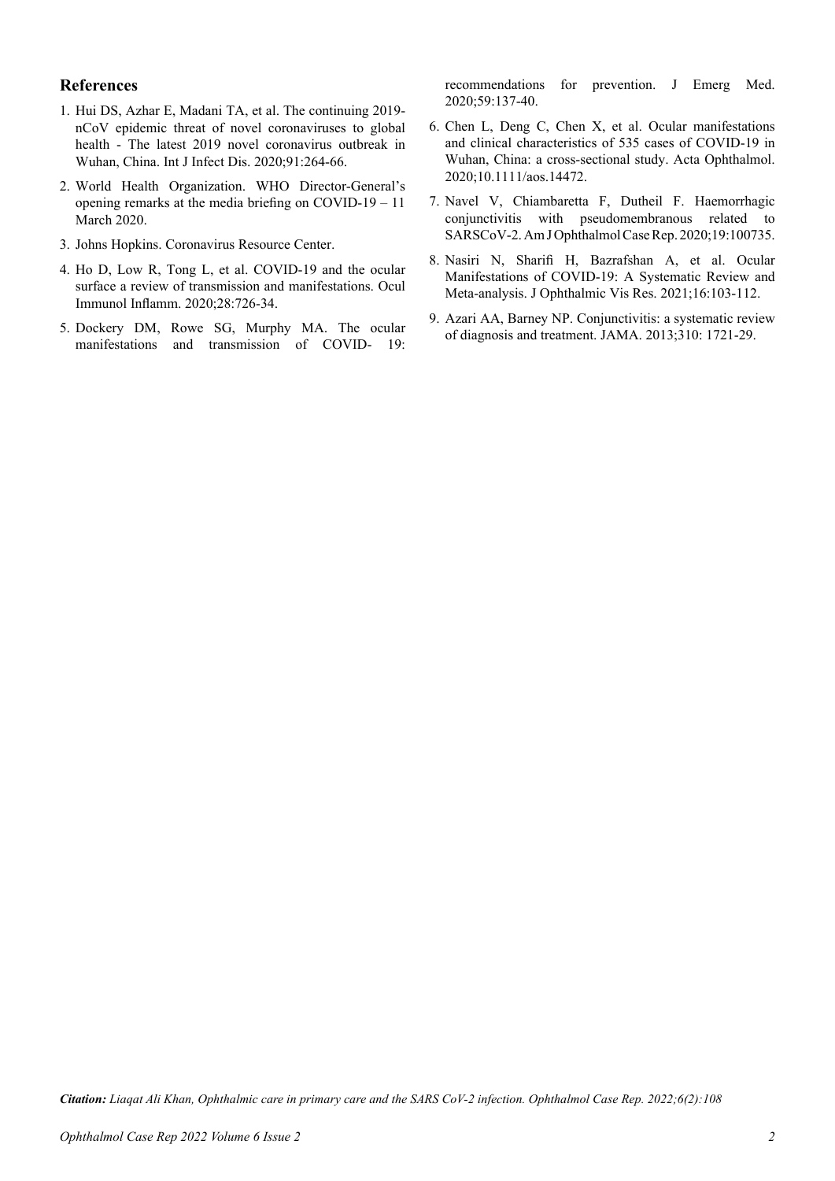## References

1. Hui DS, Azhar E, Madani TA, et al. The continuing 2019-nCoV epidemic threat of novel coronaviruses to global health - The latest 2019 novel coronavirus outbreak in Wuhan, China. Int J Infect Dis. 2020;91:264-66.
2. World Health Organization. WHO Director-General's opening remarks at the media briefing on COVID-19 – 11 March 2020.
3. Johns Hopkins. Coronavirus Resource Center.
4. Ho D, Low R, Tong L, et al. COVID-19 and the ocular surface a review of transmission and manifestations. Ocul Immunol Inflamm. 2020;28:726-34.
5. Dockery DM, Rowe SG, Murphy MA. The ocular manifestations and transmission of COVID- 19: recommendations for prevention. J Emerg Med. 2020;59:137-40.
6. Chen L, Deng C, Chen X, et al. Ocular manifestations and clinical characteristics of 535 cases of COVID-19 in Wuhan, China: a cross-sectional study. Acta Ophthalmol. 2020;10.1111/aos.14472.
7. Navel V, Chiambaretta F, Dutheil F. Haemorrhagic conjunctivitis with pseudomembranous related to SARSCoV-2. Am J Ophthalmol Case Rep. 2020;19:100735.
8. Nasiri N, Sharifi H, Bazrafshan A, et al. Ocular Manifestations of COVID-19: A Systematic Review and Meta-analysis. J Ophthalmic Vis Res. 2021;16:103-112.
9. Azari AA, Barney NP. Conjunctivitis: a systematic review of diagnosis and treatment. JAMA. 2013;310: 1721-29.

***Citation:** Liaqat Ali Khan, Ophthalmic care in primary care and the SARS CoV-2 infection. Ophthalmol Case Rep. 2022;6(2):108*